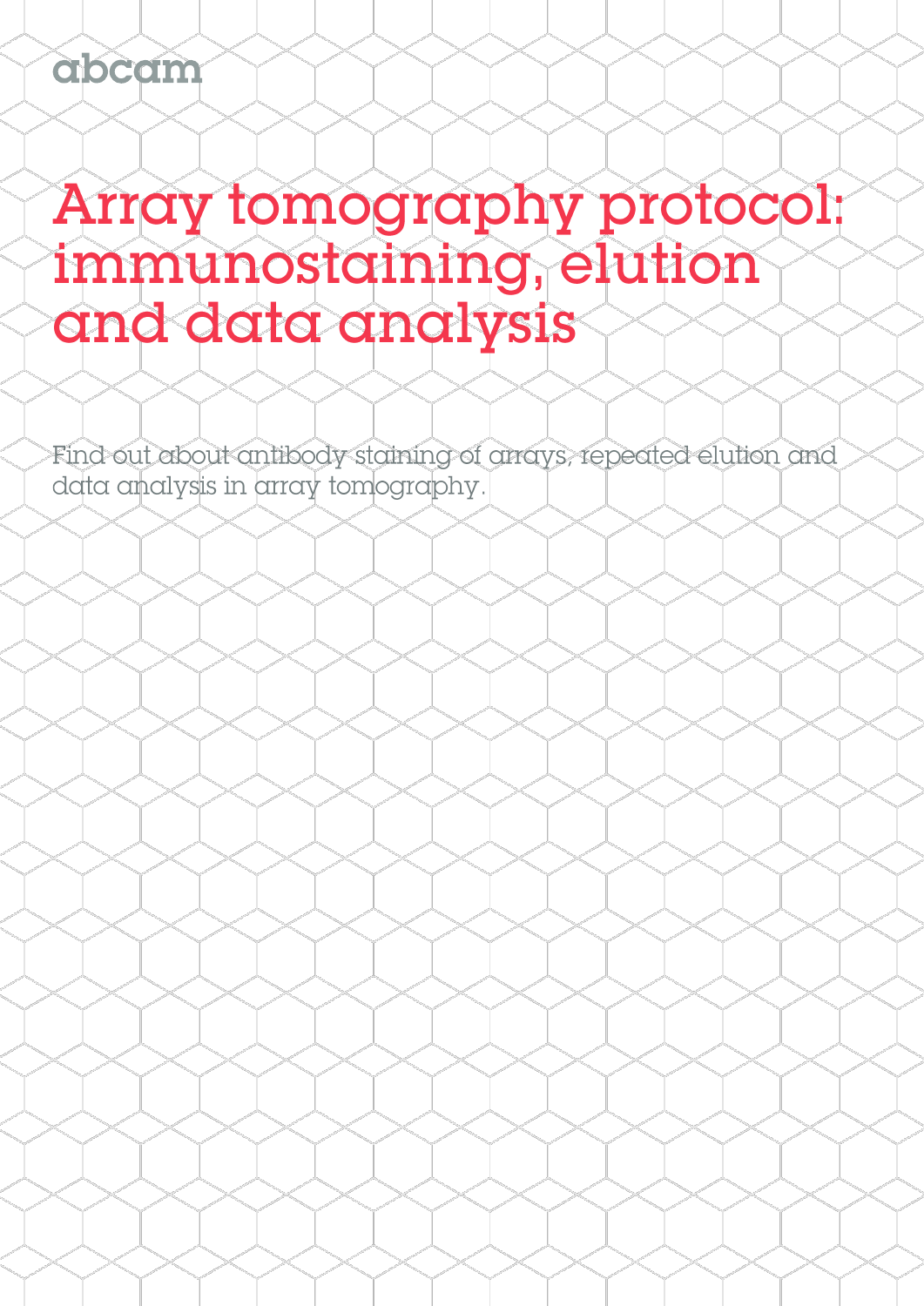abcam

# Array tomography protocol: immunostaining, elution and data analysis

Find out about antibody staining of arrays, repeated elution and data analysis in array tomography.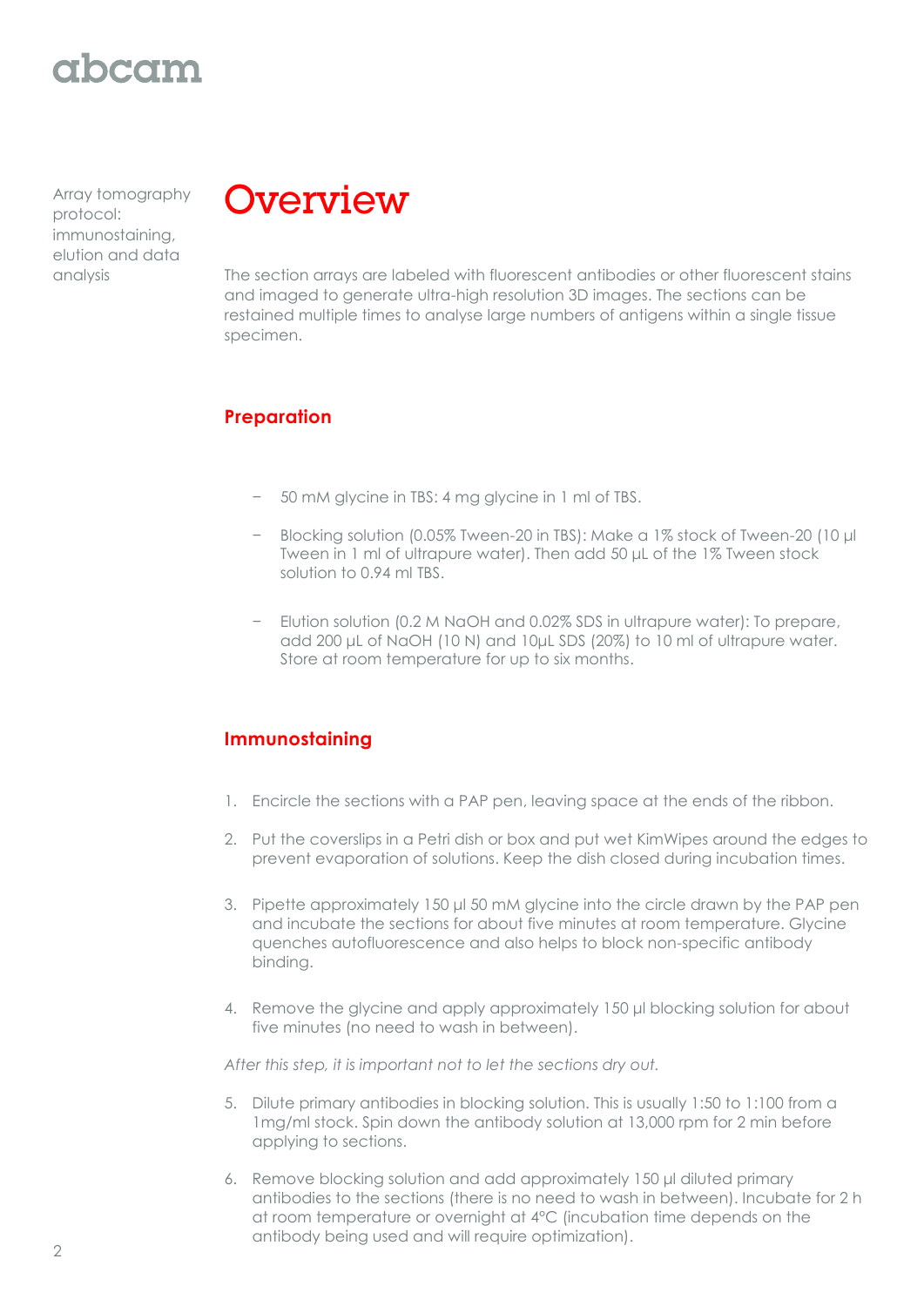Array tomography protocol: immunostaining, elution and data analysis

# Overview

The section arrays are labeled with fluorescent antibodies or other fluorescent stains and imaged to generate ultra-high resolution 3D images. The sections can be restained multiple times to analyse large numbers of antigens within a single tissue specimen.

## Preparation

- 50 mM glycine in TBS: 4 mg glycine in 1 ml of TBS.
- Blocking solution (0.05% Tween-20 in TBS): Make a 1% stock of Tween-20 (10 µl Tween in 1 ml of ultrapure water). Then add 50 µL of the 1% Tween stock solution to 0.94 ml TBS.
- Elution solution (0.2 M NaOH and 0.02% SDS in ultrapure water): To prepare, add 200 µL of NaOH (10 N) and 10µL SDS (20%) to 10 ml of ultrapure water. Store at room temperature for up to six months.

## Immunostaining

1. Encircle the sections with a PAP pen, leaving space at the ends of the ribbon.
2. Put the coverslips in a Petri dish or box and put wet KimWipes around the edges to prevent evaporation of solutions. Keep the dish closed during incubation times.
3. Pipette approximately 150 µl 50 mM glycine into the circle drawn by the PAP pen and incubate the sections for about five minutes at room temperature. Glycine quenches autofluorescence and also helps to block non-specific antibody binding.
4. Remove the glycine and apply approximately 150 µl blocking solution for about five minutes (no need to wash in between).

*After this step, it is important not to let the sections dry out.*

5. Dilute primary antibodies in blocking solution. This is usually 1:50 to 1:100 from a 1mg/ml stock. Spin down the antibody solution at 13,000 rpm for 2 min before applying to sections.
6. Remove blocking solution and add approximately 150 µl diluted primary antibodies to the sections (there is no need to wash in between). Incubate for 2 h at room temperature or overnight at 4°C (incubation time depends on the antibody being used and will require optimization).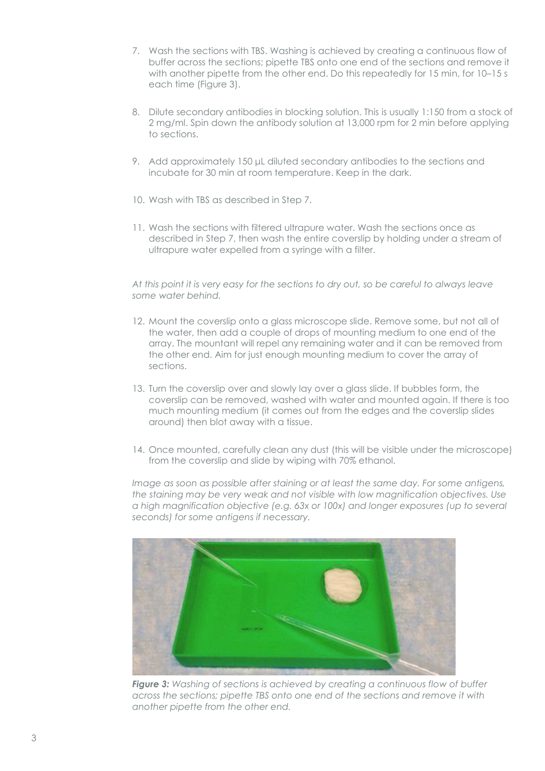7. Wash the sections with TBS. Washing is achieved by creating a continuous flow of buffer across the sections; pipette TBS onto one end of the sections and remove it with another pipette from the other end. Do this repeatedly for 15 min, for 10–15 s each time (Figure 3).

8. Dilute secondary antibodies in blocking solution. This is usually 1:150 from a stock of 2 mg/ml. Spin down the antibody solution at 13,000 rpm for 2 min before applying to sections.

9. Add approximately 150 µL diluted secondary antibodies to the sections and incubate for 30 min at room temperature. Keep in the dark.

10. Wash with TBS as described in Step 7.

11. Wash the sections with filtered ultrapure water. Wash the sections once as described in Step 7, then wash the entire coverslip by holding under a stream of ultrapure water expelled from a syringe with a filter.

*At this point it is very easy for the sections to dry out, so be careful to always leave some water behind.*

12. Mount the coverslip onto a glass microscope slide. Remove some, but not all of the water, then add a couple of drops of mounting medium to one end of the array. The mountant will repel any remaining water and it can be removed from the other end. Aim for just enough mounting medium to cover the array of sections.

13. Turn the coverslip over and slowly lay over a glass slide. If bubbles form, the coverslip can be removed, washed with water and mounted again. If there is too much mounting medium (it comes out from the edges and the coverslip slides around) then blot away with a tissue.

14. Once mounted, carefully clean any dust (this will be visible under the microscope) from the coverslip and slide by wiping with 70% ethanol.

*Image as soon as possible after staining or at least the same day. For some antigens, the staining may be very weak and not visible with low magnification objectives. Use a high magnification objective (e.g. 63x or 100x) and longer exposures (up to several seconds) for some antigens if necessary.*

***Figure 3:*** *Washing of sections is achieved by creating a continuous flow of buffer across the sections; pipette TBS onto one end of the sections and remove it with another pipette from the other end.*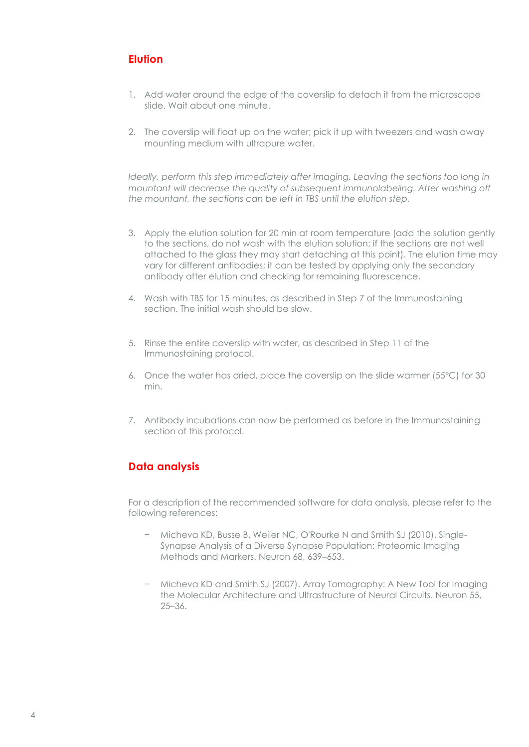## Elution

1. Add water around the edge of the coverslip to detach it from the microscope slide. Wait about one minute.

2. The coverslip will float up on the water; pick it up with tweezers and wash away mounting medium with ultrapure water.

*Ideally, perform this step immediately after imaging. Leaving the sections too long in mountant will decrease the quality of subsequent immunolabeling. After washing off the mountant, the sections can be left in TBS until the elution step.*

3. Apply the elution solution for 20 min at room temperature (add the solution gently to the sections, do not wash with the elution solution; if the sections are not well attached to the glass they may start detaching at this point). The elution time may vary for different antibodies; it can be tested by applying only the secondary antibody after elution and checking for remaining fluorescence.

4. Wash with TBS for 15 minutes, as described in Step 7 of the Immunostaining section. The initial wash should be slow.

5. Rinse the entire coverslip with water, as described in Step 11 of the Immunostaining protocol.

6. Once the water has dried, place the coverslip on the slide warmer (55°C) for 30 min.

7. Antibody incubations can now be performed as before in the Immunostaining section of this protocol.

## Data analysis

For a description of the recommended software for data analysis, please refer to the following references:

- Micheva KD, Busse B, Weiler NC, O'Rourke N and Smith SJ (2010). Single-Synapse Analysis of a Diverse Synapse Population: Proteomic Imaging Methods and Markers. Neuron 68, 639–653.

- Micheva KD and Smith SJ (2007). Array Tomography: A New Tool for Imaging the Molecular Architecture and Ultrastructure of Neural Circuits. Neuron 55, 25–36.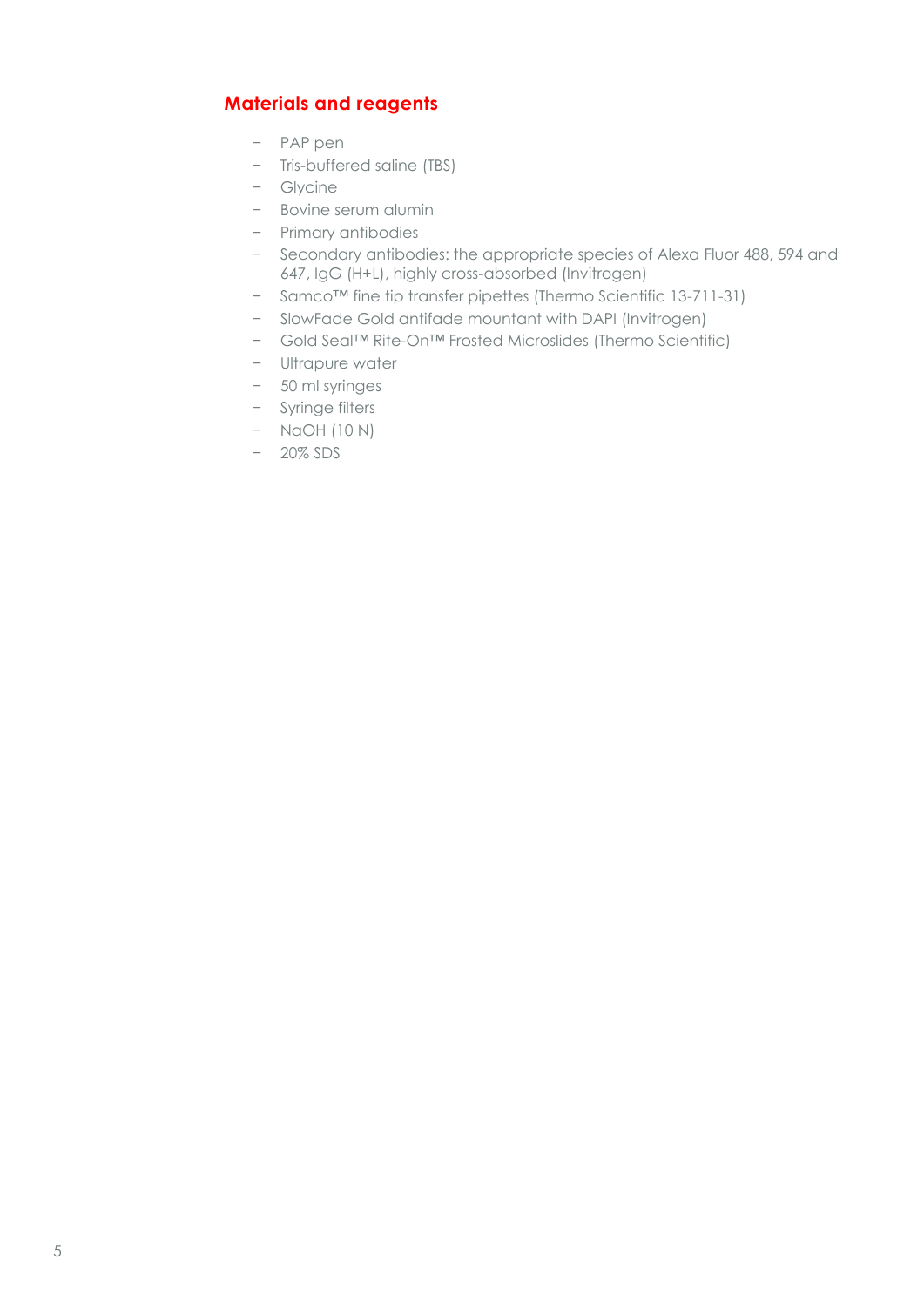## Materials and reagents

- PAP pen
- Tris-buffered saline (TBS)
- Glycine
- Bovine serum alumin
- Primary antibodies
- Secondary antibodies: the appropriate species of Alexa Fluor 488, 594 and 647, IgG (H+L), highly cross-absorbed (Invitrogen)
- Samco™ fine tip transfer pipettes (Thermo Scientific 13-711-31)
- SlowFade Gold antifade mountant with DAPI (Invitrogen)
- Gold Seal™ Rite-On™ Frosted Microslides (Thermo Scientific)
- Ultrapure water
- 50 ml syringes
- Syringe filters
- NaOH (10 N)
- 20% SDS